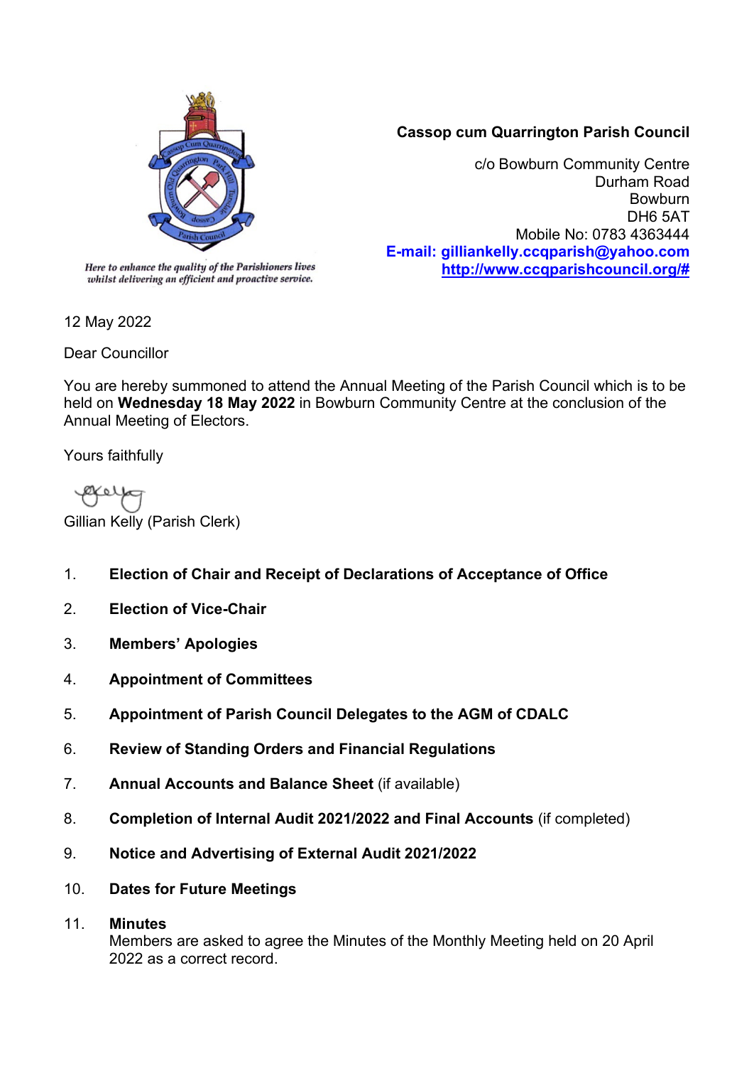*Here to enhance the quality of the Parishioners lives whilst delivering an efficient and proactive service.*

**Cassop cum Quarrington Parish Council**

c/o Bowburn Community Centre
Durham Road
Bowburn
DH6 5AT
Mobile No: 0783 4363444
**E-mail: gilliankelly.ccqparish@yahoo.com**
**http://www.ccqparishcouncil.org/#**

12 May 2022

Dear Councillor

You are hereby summoned to attend the Annual Meeting of the Parish Council which is to be held on **Wednesday 18 May 2022** in Bowburn Community Centre at the conclusion of the Annual Meeting of Electors.

Yours faithfully

Gillian Kelly (Parish Clerk)

1. **Election of Chair and Receipt of Declarations of Acceptance of Office**

2. **Election of Vice-Chair**

3. **Members' Apologies**

4. **Appointment of Committees**

5. **Appointment of Parish Council Delegates to the AGM of CDALC**

6. **Review of Standing Orders and Financial Regulations**

7. **Annual Accounts and Balance Sheet** (if available)

8. **Completion of Internal Audit 2021/2022 and Final Accounts** (if completed)

9. **Notice and Advertising of External Audit 2021/2022**

10. **Dates for Future Meetings**

11. **Minutes**
    Members are asked to agree the Minutes of the Monthly Meeting held on 20 April 2022 as a correct record.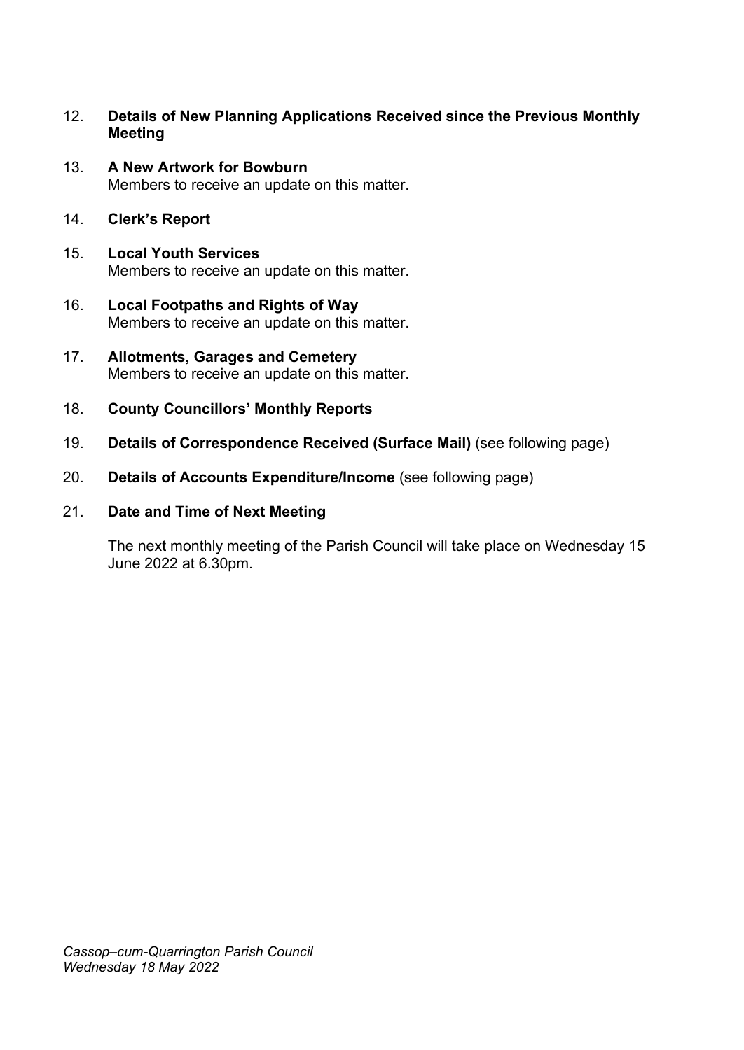12. **Details of New Planning Applications Received since the Previous Monthly Meeting**

13. **A New Artwork for Bowburn**
    Members to receive an update on this matter.

14. **Clerk's Report**

15. **Local Youth Services**
    Members to receive an update on this matter.

16. **Local Footpaths and Rights of Way**
    Members to receive an update on this matter.

17. **Allotments, Garages and Cemetery**
    Members to receive an update on this matter.

18. **County Councillors' Monthly Reports**

19. **Details of Correspondence Received (Surface Mail)** (see following page)

20. **Details of Accounts Expenditure/Income** (see following page)

21. **Date and Time of Next Meeting**

    The next monthly meeting of the Parish Council will take place on Wednesday 15 June 2022 at 6.30pm.